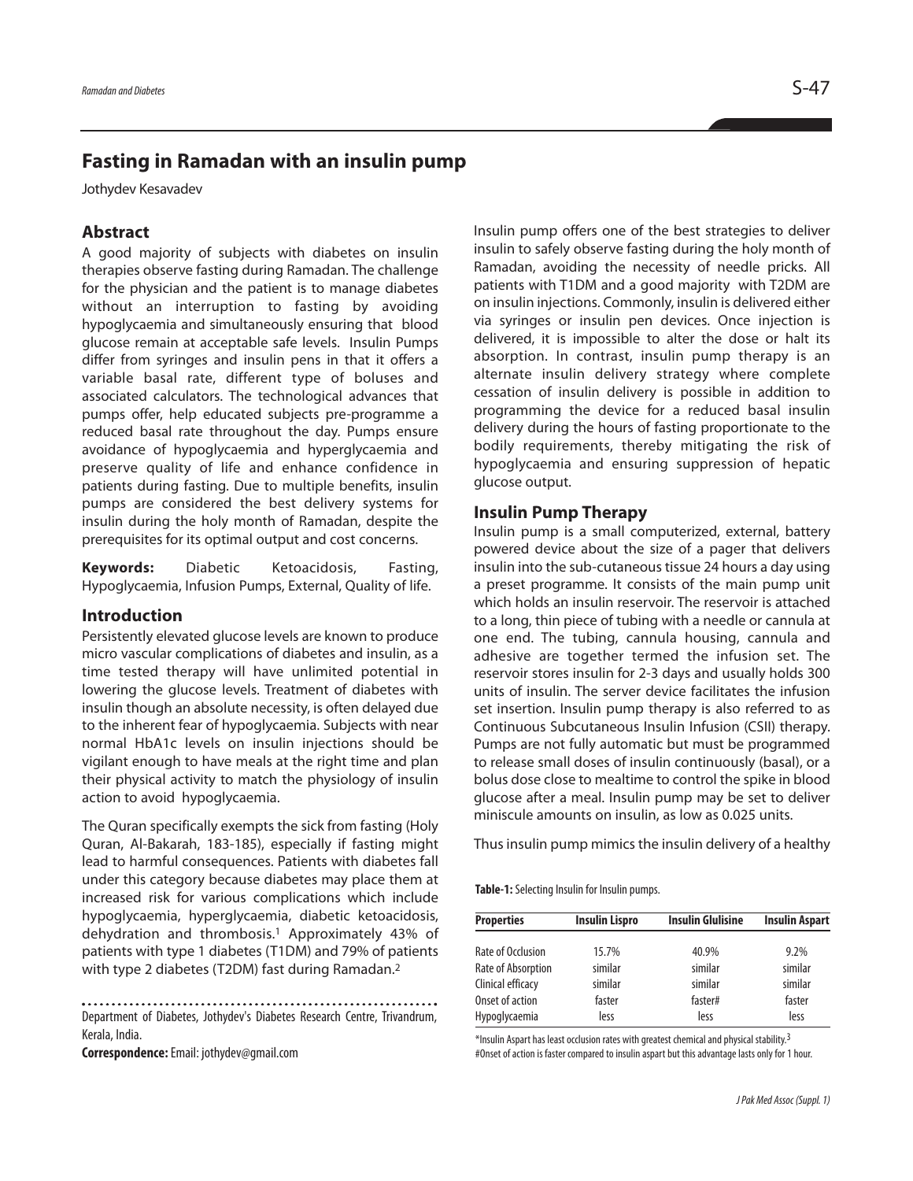# Fasting in Ramadan with an insulin pump

Jothydev Kesavadev

## Abstract

A good majority of subjects with diabetes on insulin therapies observe fasting during Ramadan. The challenge for the physician and the patient is to manage diabetes without an interruption to fasting by avoiding hypoglycaemia and simultaneously ensuring that blood glucose remain at acceptable safe levels. Insulin Pumps differ from syringes and insulin pens in that it offers a variable basal rate, different type of boluses and associated calculators. The technological advances that pumps offer, help educated subjects pre-programme a reduced basal rate throughout the day. Pumps ensure avoidance of hypoglycaemia and hyperglycaemia and preserve quality of life and enhance confidence in patients during fasting. Due to multiple benefits, insulin pumps are considered the best delivery systems for insulin during the holy month of Ramadan, despite the prerequisites for its optimal output and cost concerns.

**Keywords:** Diabetic Ketoacidosis, Fasting, Hypoglycaemia, Infusion Pumps, External, Quality of life.

## Introduction

Persistently elevated glucose levels are known to produce micro vascular complications of diabetes and insulin, as a time tested therapy will have unlimited potential in lowering the glucose levels. Treatment of diabetes with insulin though an absolute necessity, is often delayed due to the inherent fear of hypoglycaemia. Subjects with near normal HbA1c levels on insulin injections should be vigilant enough to have meals at the right time and plan their physical activity to match the physiology of insulin action to avoid hypoglycaemia.

The Quran specifically exempts the sick from fasting (Holy Quran, Al-Bakarah, 183-185), especially if fasting might lead to harmful consequences. Patients with diabetes fall under this category because diabetes may place them at increased risk for various complications which include hypoglycaemia, hyperglycaemia, diabetic ketoacidosis, dehydration and thrombosis.[1] Approximately 43% of patients with type 1 diabetes (T1DM) and 79% of patients with type 2 diabetes (T2DM) fast during Ramadan.[2]

Department of Diabetes, Jothydev's Diabetes Research Centre, Trivandrum, Kerala, India.

**Correspondence:** Email: jothydev@gmail.com

Insulin pump offers one of the best strategies to deliver insulin to safely observe fasting during the holy month of Ramadan, avoiding the necessity of needle pricks. All patients with T1DM and a good majority with T2DM are on insulin injections. Commonly, insulin is delivered either via syringes or insulin pen devices. Once injection is delivered, it is impossible to alter the dose or halt its absorption. In contrast, insulin pump therapy is an alternate insulin delivery strategy where complete cessation of insulin delivery is possible in addition to programming the device for a reduced basal insulin delivery during the hours of fasting proportionate to the bodily requirements, thereby mitigating the risk of hypoglycaemia and ensuring suppression of hepatic glucose output.

## Insulin Pump Therapy

Insulin pump is a small computerized, external, battery powered device about the size of a pager that delivers insulin into the sub-cutaneous tissue 24 hours a day using a preset programme. It consists of the main pump unit which holds an insulin reservoir. The reservoir is attached to a long, thin piece of tubing with a needle or cannula at one end. The tubing, cannula housing, cannula and adhesive are together termed the infusion set. The reservoir stores insulin for 2-3 days and usually holds 300 units of insulin. The server device facilitates the infusion set insertion. Insulin pump therapy is also referred to as Continuous Subcutaneous Insulin Infusion (CSII) therapy. Pumps are not fully automatic but must be programmed to release small doses of insulin continuously (basal), or a bolus dose close to mealtime to control the spike in blood glucose after a meal. Insulin pump may be set to deliver miniscule amounts on insulin, as low as 0.025 units.

Thus insulin pump mimics the insulin delivery of a healthy

**Table-1:** Selecting Insulin for Insulin pumps.

| Properties | Insulin Lispro | Insulin Glulisine | Insulin Aspart |
|---|---|---|---|
| Rate of Occlusion | 15.7% | 40.9% | 9.2% |
| Rate of Absorption | similar | similar | similar |
| Clinical efficacy | similar | similar | similar |
| Onset of action | faster | faster# | faster |
| Hypoglycaemia | less | less | less |

*Insulin Aspart has least occlusion rates with greatest chemical and physical stability.[3]

#Onset of action is faster compared to insulin aspart but this advantage lasts only for 1 hour.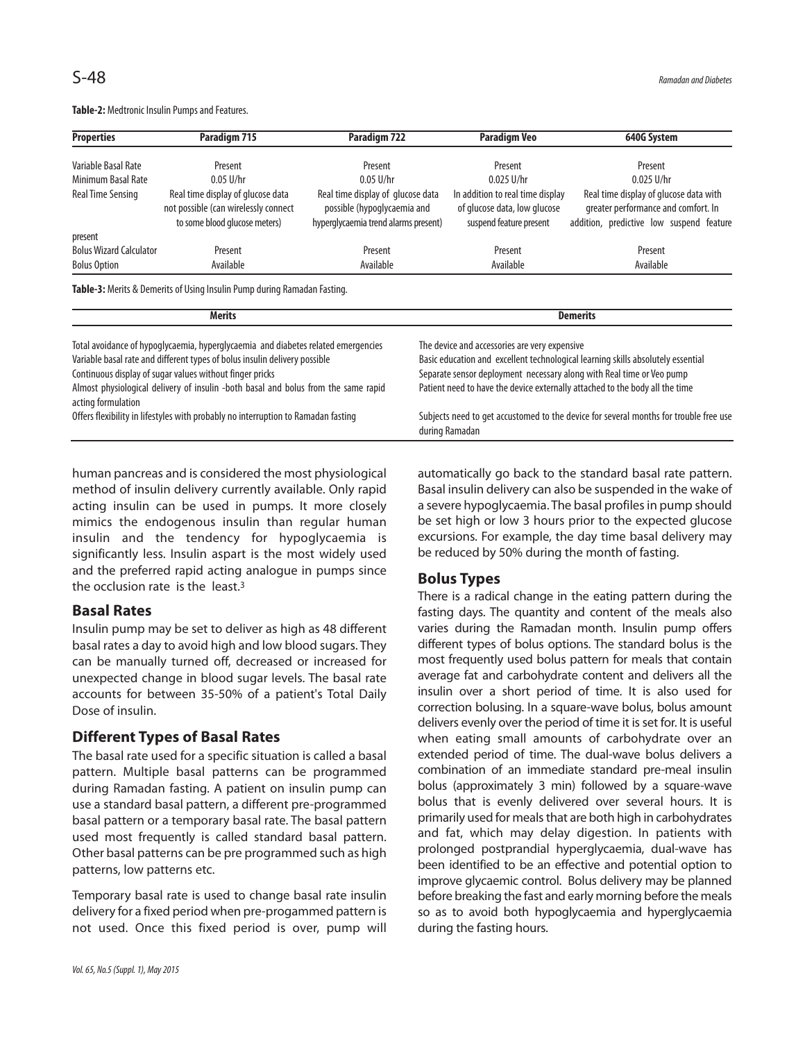**Table-2:** Medtronic Insulin Pumps and Features.

| Properties | Paradigm 715 | Paradigm 722 | Paradigm Veo | 640G System |
|---|---|---|---|---|
| Variable Basal Rate | Present | Present | Present | Present |
| Minimum Basal Rate | 0.05 U/hr | 0.05 U/hr | 0.025 U/hr | 0.025 U/hr |
| Real Time Sensing | Real time display of glucose data not possible (can wirelessly connect to some blood glucose meters) | Real time display of glucose data possible (hypoglycaemia and hyperglycaemia trend alarms present) | In addition to real time display of glucose data, low glucose suspend feature present | Real time display of glucose data with greater performance and comfort. In addition, predictive low suspend feature present |
| Bolus Wizard Calculator | Present | Present | Present | Present |
| Bolus Option | Available | Available | Available | Available |

**Table-3:** Merits & Demerits of Using Insulin Pump during Ramadan Fasting.

| Merits | Demerits |
|---|---|
| Total avoidance of hypoglycaemia, hyperglycaemia and diabetes related emergencies | The device and accessories are very expensive |
| Variable basal rate and different types of bolus insulin delivery possible | Basic education and excellent technological learning skills absolutely essential |
| Continuous display of sugar values without finger pricks | Separate sensor deployment necessary along with Real time or Veo pump |
| Almost physiological delivery of insulin -both basal and bolus from the same rapid acting formulation | Patient need to have the device externally attached to the body all the time |
| Offers flexibility in lifestyles with probably no interruption to Ramadan fasting | Subjects need to get accustomed to the device for several months for trouble free use during Ramadan |

human pancreas and is considered the most physiological method of insulin delivery currently available. Only rapid acting insulin can be used in pumps. It more closely mimics the endogenous insulin than regular human insulin and the tendency for hypoglycaemia is significantly less. Insulin aspart is the most widely used and the preferred rapid acting analogue in pumps since the occlusion rate is the least.[3]

## Basal Rates

Insulin pump may be set to deliver as high as 48 different basal rates a day to avoid high and low blood sugars. They can be manually turned off, decreased or increased for unexpected change in blood sugar levels. The basal rate accounts for between 35-50% of a patient's Total Daily Dose of insulin.

## Different Types of Basal Rates

The basal rate used for a specific situation is called a basal pattern. Multiple basal patterns can be programmed during Ramadan fasting. A patient on insulin pump can use a standard basal pattern, a different pre-programmed basal pattern or a temporary basal rate. The basal pattern used most frequently is called standard basal pattern. Other basal patterns can be pre programmed such as high patterns, low patterns etc.

Temporary basal rate is used to change basal rate insulin delivery for a fixed period when pre-progammed pattern is not used. Once this fixed period is over, pump will automatically go back to the standard basal rate pattern. Basal insulin delivery can also be suspended in the wake of a severe hypoglycaemia. The basal profiles in pump should be set high or low 3 hours prior to the expected glucose excursions. For example, the day time basal delivery may be reduced by 50% during the month of fasting.

## Bolus Types

There is a radical change in the eating pattern during the fasting days. The quantity and content of the meals also varies during the Ramadan month. Insulin pump offers different types of bolus options. The standard bolus is the most frequently used bolus pattern for meals that contain average fat and carbohydrate content and delivers all the insulin over a short period of time. It is also used for correction bolusing. In a square-wave bolus, bolus amount delivers evenly over the period of time it is set for. It is useful when eating small amounts of carbohydrate over an extended period of time. The dual-wave bolus delivers a combination of an immediate standard pre-meal insulin bolus (approximately 3 min) followed by a square-wave bolus that is evenly delivered over several hours. It is primarily used for meals that are both high in carbohydrates and fat, which may delay digestion. In patients with prolonged postprandial hyperglycaemia, dual-wave has been identified to be an effective and potential option to improve glycaemic control. Bolus delivery may be planned before breaking the fast and early morning before the meals so as to avoid both hypoglycaemia and hyperglycaemia during the fasting hours.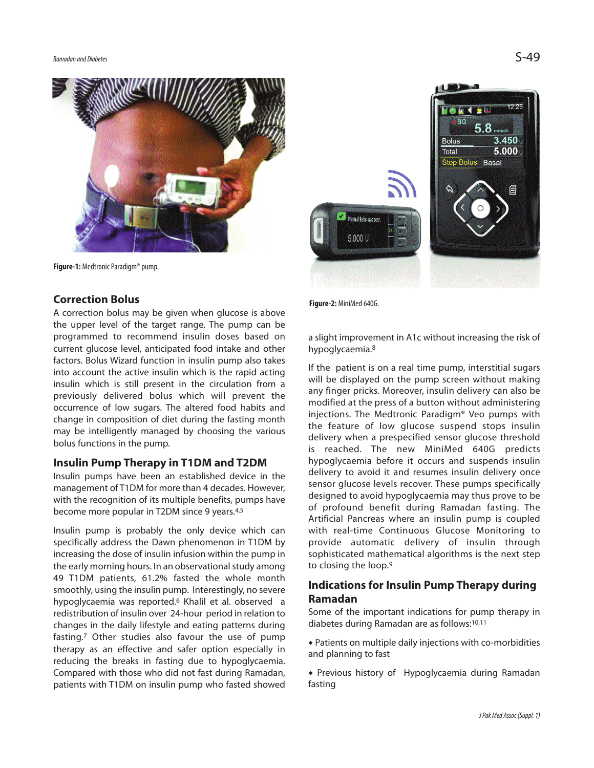Figure-1: Medtronic Paradigm® pump.

Figure-2: MiniMed 640G.

## Correction Bolus

A correction bolus may be given when glucose is above the upper level of the target range. The pump can be programmed to recommend insulin doses based on current glucose level, anticipated food intake and other factors. Bolus Wizard function in insulin pump also takes into account the active insulin which is the rapid acting insulin which is still present in the circulation from a previously delivered bolus which will prevent the occurrence of low sugars. The altered food habits and change in composition of diet during the fasting month may be intelligently managed by choosing the various bolus functions in the pump.

## Insulin Pump Therapy in T1DM and T2DM

Insulin pumps have been an established device in the management of T1DM for more than 4 decades. However, with the recognition of its multiple benefits, pumps have become more popular in T2DM since 9 years.[4,5]

Insulin pump is probably the only device which can specifically address the Dawn phenomenon in T1DM by increasing the dose of insulin infusion within the pump in the early morning hours. In an observational study among 49 T1DM patients, 61.2% fasted the whole month smoothly, using the insulin pump. Interestingly, no severe hypoglycaemia was reported.[6] Khalil et al. observed a redistribution of insulin over 24-hour period in relation to changes in the daily lifestyle and eating patterns during fasting.[7] Other studies also favour the use of pump therapy as an effective and safer option especially in reducing the breaks in fasting due to hypoglycaemia. Compared with those who did not fast during Ramadan, patients with T1DM on insulin pump who fasted showed a slight improvement in A1c without increasing the risk of hypoglycaemia.[8]

If the patient is on a real time pump, interstitial sugars will be displayed on the pump screen without making any finger pricks. Moreover, insulin delivery can also be modified at the press of a button without administering injections. The Medtronic Paradigm® Veo pumps with the feature of low glucose suspend stops insulin delivery when a prespecified sensor glucose threshold is reached. The new MiniMed 640G predicts hypoglycaemia before it occurs and suspends insulin delivery to avoid it and resumes insulin delivery once sensor glucose levels recover. These pumps specifically designed to avoid hypoglycaemia may thus prove to be of profound benefit during Ramadan fasting. The Artificial Pancreas where an insulin pump is coupled with real-time Continuous Glucose Monitoring to provide automatic delivery of insulin through sophisticated mathematical algorithms is the next step to closing the loop.[9]

## Indications for Insulin Pump Therapy during Ramadan

Some of the important indications for pump therapy in diabetes during Ramadan are as follows:[10,11]

- Patients on multiple daily injections with co-morbidities and planning to fast
- Previous history of Hypoglycaemia during Ramadan fasting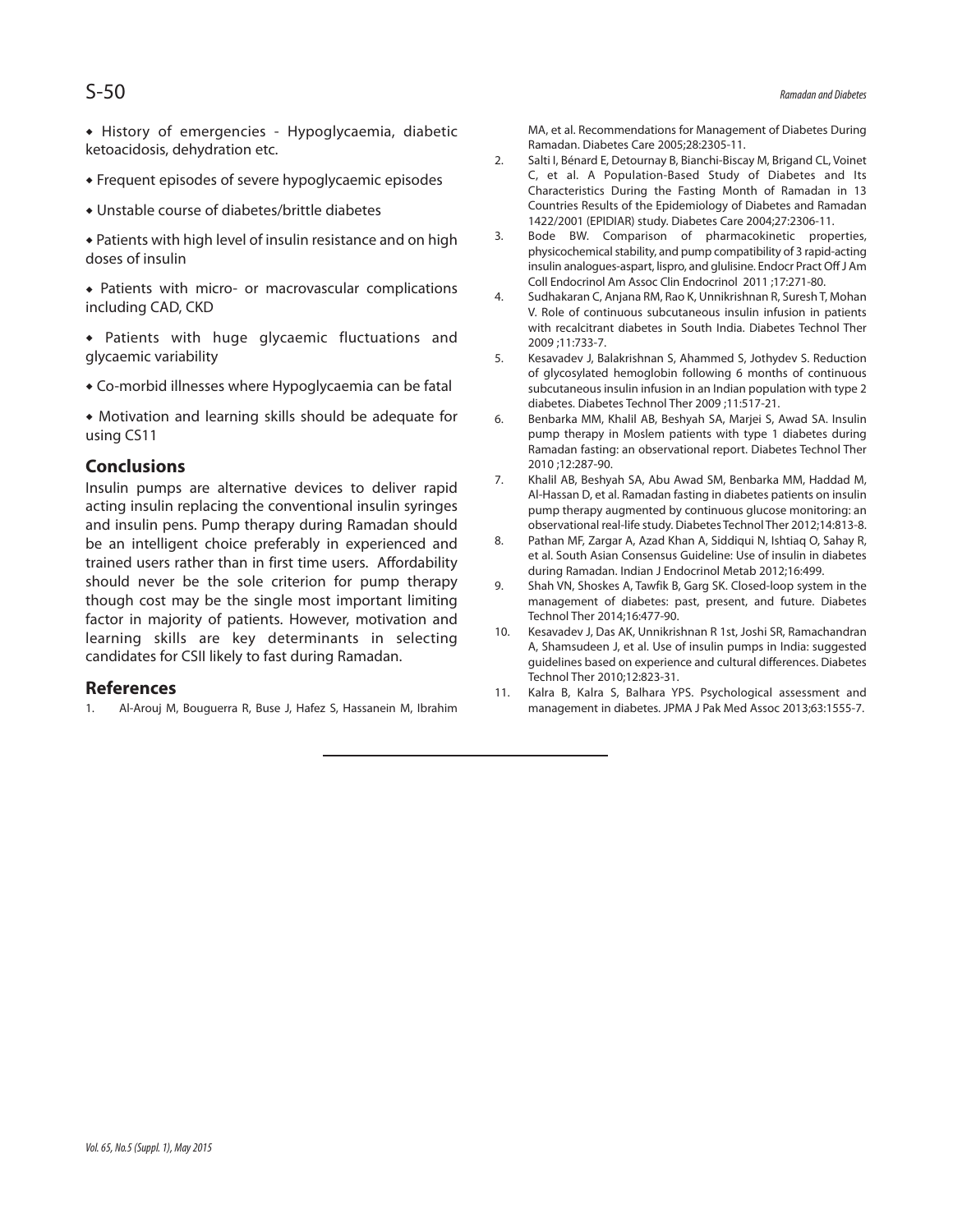- History of emergencies - Hypoglycaemia, diabetic ketoacidosis, dehydration etc.
- Frequent episodes of severe hypoglycaemic episodes
- Unstable course of diabetes/brittle diabetes
- Patients with high level of insulin resistance and on high doses of insulin
- Patients with micro- or macrovascular complications including CAD, CKD
- Patients with huge glycaemic fluctuations and glycaemic variability
- Co-morbid illnesses where Hypoglycaemia can be fatal
- Motivation and learning skills should be adequate for using CS11

## Conclusions

Insulin pumps are alternative devices to deliver rapid acting insulin replacing the conventional insulin syringes and insulin pens. Pump therapy during Ramadan should be an intelligent choice preferably in experienced and trained users rather than in first time users. Affordability should never be the sole criterion for pump therapy though cost may be the single most important limiting factor in majority of patients. However, motivation and learning skills are key determinants in selecting candidates for CSII likely to fast during Ramadan.

## References

1. Al-Arouj M, Bouguerra R, Buse J, Hafez S, Hassanein M, Ibrahim MA, et al. Recommendations for Management of Diabetes During Ramadan. Diabetes Care 2005;28:2305-11.
2. Salti I, Bénard E, Detournay B, Bianchi-Biscay M, Brigand CL, Voinet C, et al. A Population-Based Study of Diabetes and Its Characteristics During the Fasting Month of Ramadan in 13 Countries Results of the Epidemiology of Diabetes and Ramadan 1422/2001 (EPIDIAR) study. Diabetes Care 2004;27:2306-11.
3. Bode BW. Comparison of pharmacokinetic properties, physicochemical stability, and pump compatibility of 3 rapid-acting insulin analogues-aspart, lispro, and glulisine. Endocr Pract Off J Am Coll Endocrinol Am Assoc Clin Endocrinol 2011 ;17:271-80.
4. Sudhakaran C, Anjana RM, Rao K, Unnikrishnan R, Suresh T, Mohan V. Role of continuous subcutaneous insulin infusion in patients with recalcitrant diabetes in South India. Diabetes Technol Ther 2009 ;11:733-7.
5. Kesavadev J, Balakrishnan S, Ahammed S, Jothydev S. Reduction of glycosylated hemoglobin following 6 months of continuous subcutaneous insulin infusion in an Indian population with type 2 diabetes. Diabetes Technol Ther 2009 ;11:517-21.
6. Benbarka MM, Khalil AB, Beshyah SA, Marjei S, Awad SA. Insulin pump therapy in Moslem patients with type 1 diabetes during Ramadan fasting: an observational report. Diabetes Technol Ther 2010 ;12:287-90.
7. Khalil AB, Beshyah SA, Abu Awad SM, Benbarka MM, Haddad M, Al-Hassan D, et al. Ramadan fasting in diabetes patients on insulin pump therapy augmented by continuous glucose monitoring: an observational real-life study. Diabetes Technol Ther 2012;14:813-8.
8. Pathan MF, Zargar A, Azad Khan A, Siddiqui N, Ishtiaq O, Sahay R, et al. South Asian Consensus Guideline: Use of insulin in diabetes during Ramadan. Indian J Endocrinol Metab 2012;16:499.
9. Shah VN, Shoskes A, Tawfik B, Garg SK. Closed-loop system in the management of diabetes: past, present, and future. Diabetes Technol Ther 2014;16:477-90.
10. Kesavadev J, Das AK, Unnikrishnan R 1st, Joshi SR, Ramachandran A, Shamsudeen J, et al. Use of insulin pumps in India: suggested guidelines based on experience and cultural differences. Diabetes Technol Ther 2010;12:823-31.
11. Kalra B, Kalra S, Balhara YPS. Psychological assessment and management in diabetes. JPMA J Pak Med Assoc 2013;63:1555-7.